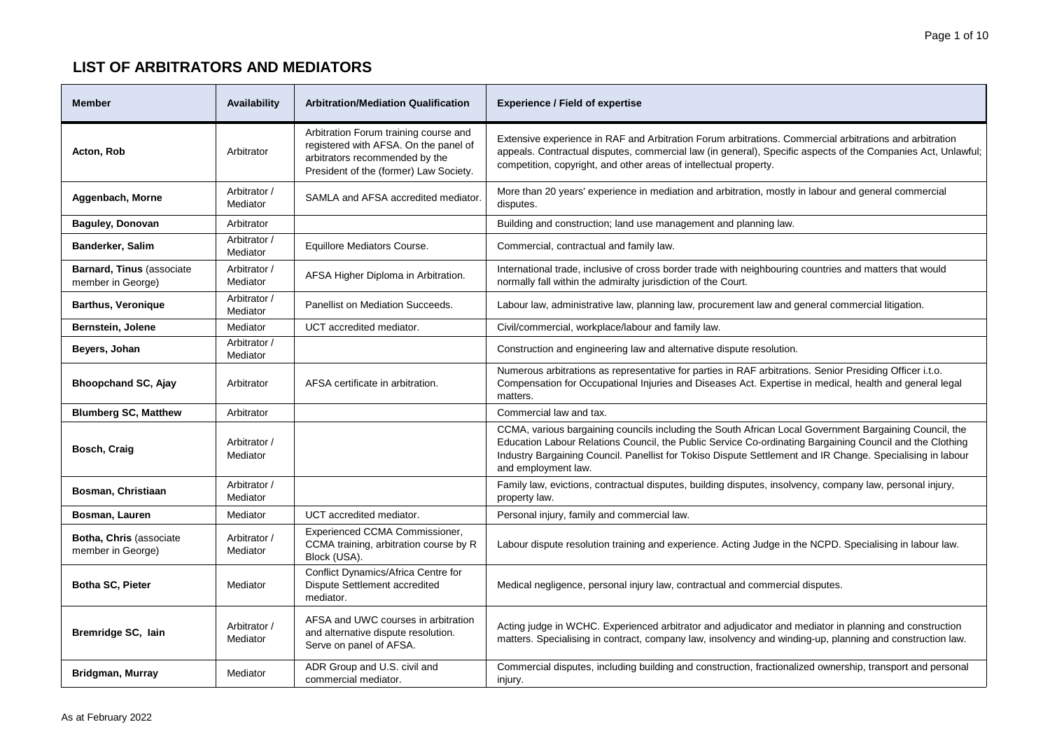## LIST OF ARBITRATORS AND MEDIATORS

| Member | Availability | Arbitration/Mediation Qualification | Experience / Field of expertise |
|---|---|---|---|
| **Acton, Rob** | Arbitrator | Arbitration Forum training course and registered with AFSA. On the panel of arbitrators recommended by the President of the (former) Law Society. | Extensive experience in RAF and Arbitration Forum arbitrations. Commercial arbitrations and arbitration appeals. Contractual disputes, commercial law (in general), Specific aspects of the Companies Act, Unlawful; competition, copyright, and other areas of intellectual property. |
| **Aggenbach, Morne** | Arbitrator / Mediator | SAMLA and AFSA accredited mediator. | More than 20 years' experience in mediation and arbitration, mostly in labour and general commercial disputes. |
| **Baguley, Donovan** | Arbitrator | | Building and construction; land use management and planning law. |
| **Banderker, Salim** | Arbitrator / Mediator | Equillore Mediators Course. | Commercial, contractual and family law. |
| **Barnard, Tinus** (associate member in George) | Arbitrator / Mediator | AFSA Higher Diploma in Arbitration. | International trade, inclusive of cross border trade with neighbouring countries and matters that would normally fall within the admiralty jurisdiction of the Court. |
| **Barthus, Veronique** | Arbitrator / Mediator | Panellist on Mediation Succeeds. | Labour law, administrative law, planning law, procurement law and general commercial litigation. |
| **Bernstein, Jolene** | Mediator | UCT accredited mediator. | Civil/commercial, workplace/labour and family law. |
| **Beyers, Johan** | Arbitrator / Mediator | | Construction and engineering law and alternative dispute resolution. |
| **Bhoopchand SC, Ajay** | Arbitrator | AFSA certificate in arbitration. | Numerous arbitrations as representative for parties in RAF arbitrations. Senior Presiding Officer i.t.o. Compensation for Occupational Injuries and Diseases Act. Expertise in medical, health and general legal matters. |
| **Blumberg SC, Matthew** | Arbitrator | | Commercial law and tax. |
| **Bosch, Craig** | Arbitrator / Mediator | | CCMA, various bargaining councils including the South African Local Government Bargaining Council, the Education Labour Relations Council, the Public Service Co-ordinating Bargaining Council and the Clothing Industry Bargaining Council. Panellist for Tokiso Dispute Settlement and IR Change. Specialising in labour and employment law. |
| **Bosman, Christiaan** | Arbitrator / Mediator | | Family law, evictions, contractual disputes, building disputes, insolvency, company law, personal injury, property law. |
| **Bosman, Lauren** | Mediator | UCT accredited mediator. | Personal injury, family and commercial law. |
| **Botha, Chris** (associate member in George) | Arbitrator / Mediator | Experienced CCMA Commissioner, CCMA training, arbitration course by R Block (USA). | Labour dispute resolution training and experience. Acting Judge in the NCPD. Specialising in labour law. |
| **Botha SC, Pieter** | Mediator | Conflict Dynamics/Africa Centre for Dispute Settlement accredited mediator. | Medical negligence, personal injury law, contractual and commercial disputes. |
| **Bremridge SC, Iain** | Arbitrator / Mediator | AFSA and UWC courses in arbitration and alternative dispute resolution. Serve on panel of AFSA. | Acting judge in WCHC. Experienced arbitrator and adjudicator and mediator in planning and construction matters. Specialising in contract, company law, insolvency and winding-up, planning and construction law. |
| **Bridgman, Murray** | Mediator | ADR Group and U.S. civil and commercial mediator. | Commercial disputes, including building and construction, fractionalized ownership, transport and personal injury. |

As at February 2022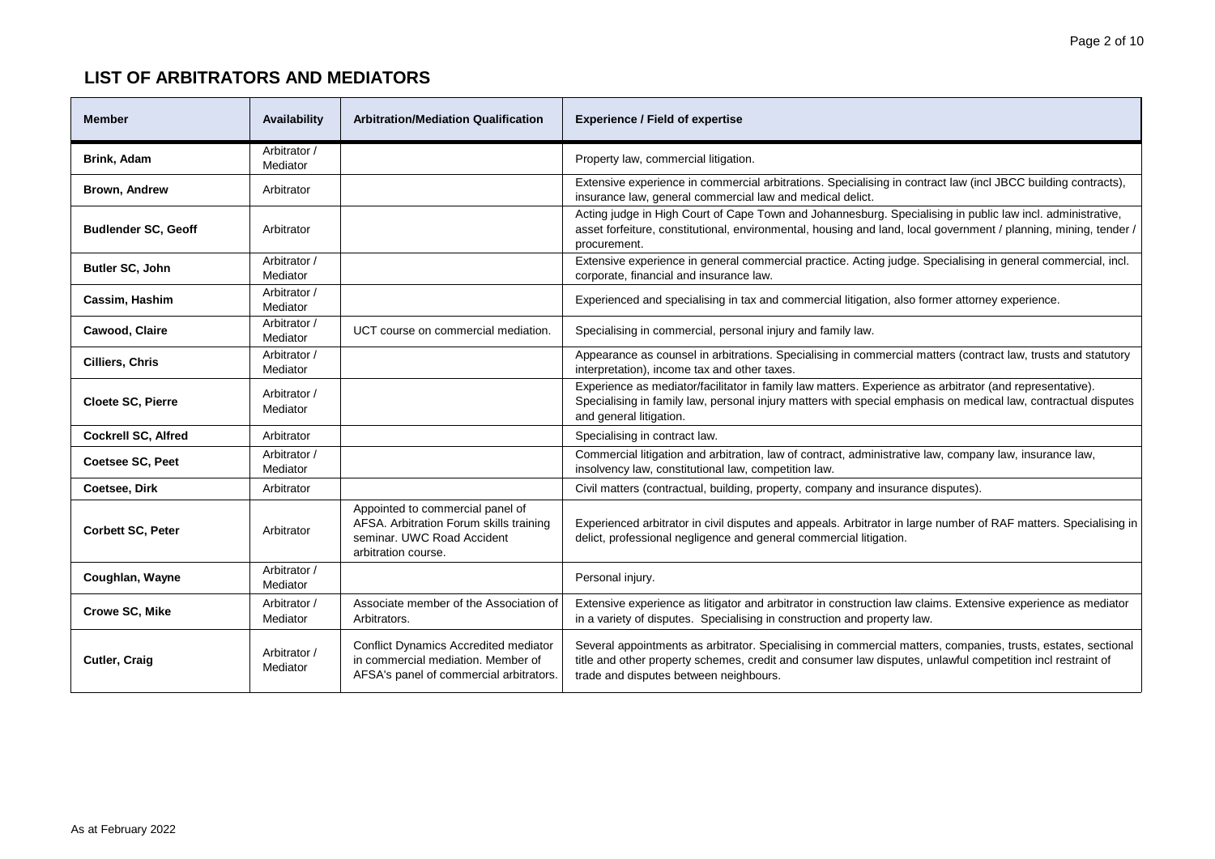## LIST OF ARBITRATORS AND MEDIATORS

| Member | Availability | Arbitration/Mediation Qualification | Experience / Field of expertise |
| --- | --- | --- | --- |
| **Brink, Adam** | Arbitrator / Mediator | | Property law, commercial litigation. |
| **Brown, Andrew** | Arbitrator | | Extensive experience in commercial arbitrations. Specialising in contract law (incl JBCC building contracts), insurance law, general commercial law and medical delict. |
| **Budlender SC, Geoff** | Arbitrator | | Acting judge in High Court of Cape Town and Johannesburg. Specialising in public law incl. administrative, asset forfeiture, constitutional, environmental, housing and land, local government / planning, mining, tender / procurement. |
| **Butler SC, John** | Arbitrator / Mediator | | Extensive experience in general commercial practice. Acting judge. Specialising in general commercial, incl. corporate, financial and insurance law. |
| **Cassim, Hashim** | Arbitrator / Mediator | | Experienced and specialising in tax and commercial litigation, also former attorney experience. |
| **Cawood, Claire** | Arbitrator / Mediator | UCT course on commercial mediation. | Specialising in commercial, personal injury and family law. |
| **Cilliers, Chris** | Arbitrator / Mediator | | Appearance as counsel in arbitrations. Specialising in commercial matters (contract law, trusts and statutory interpretation), income tax and other taxes. |
| **Cloete SC, Pierre** | Arbitrator / Mediator | | Experience as mediator/facilitator in family law matters. Experience as arbitrator (and representative). Specialising in family law, personal injury matters with special emphasis on medical law, contractual disputes and general litigation. |
| **Cockrell SC, Alfred** | Arbitrator | | Specialising in contract law. |
| **Coetsee SC, Peet** | Arbitrator / Mediator | | Commercial litigation and arbitration, law of contract, administrative law, company law, insurance law, insolvency law, constitutional law, competition law. |
| **Coetsee, Dirk** | Arbitrator | | Civil matters (contractual, building, property, company and insurance disputes). |
| **Corbett SC, Peter** | Arbitrator | Appointed to commercial panel of AFSA. Arbitration Forum skills training seminar. UWC Road Accident arbitration course. | Experienced arbitrator in civil disputes and appeals. Arbitrator in large number of RAF matters. Specialising in delict, professional negligence and general commercial litigation. |
| **Coughlan, Wayne** | Arbitrator / Mediator | | Personal injury. |
| **Crowe SC, Mike** | Arbitrator / Mediator | Associate member of the Association of Arbitrators. | Extensive experience as litigator and arbitrator in construction law claims. Extensive experience as mediator in a variety of disputes. Specialising in construction and property law. |
| **Cutler, Craig** | Arbitrator / Mediator | Conflict Dynamics Accredited mediator in commercial mediation. Member of AFSA's panel of commercial arbitrators. | Several appointments as arbitrator. Specialising in commercial matters, companies, trusts, estates, sectional title and other property schemes, credit and consumer law disputes, unlawful competition incl restraint of trade and disputes between neighbours. |

As at February 2022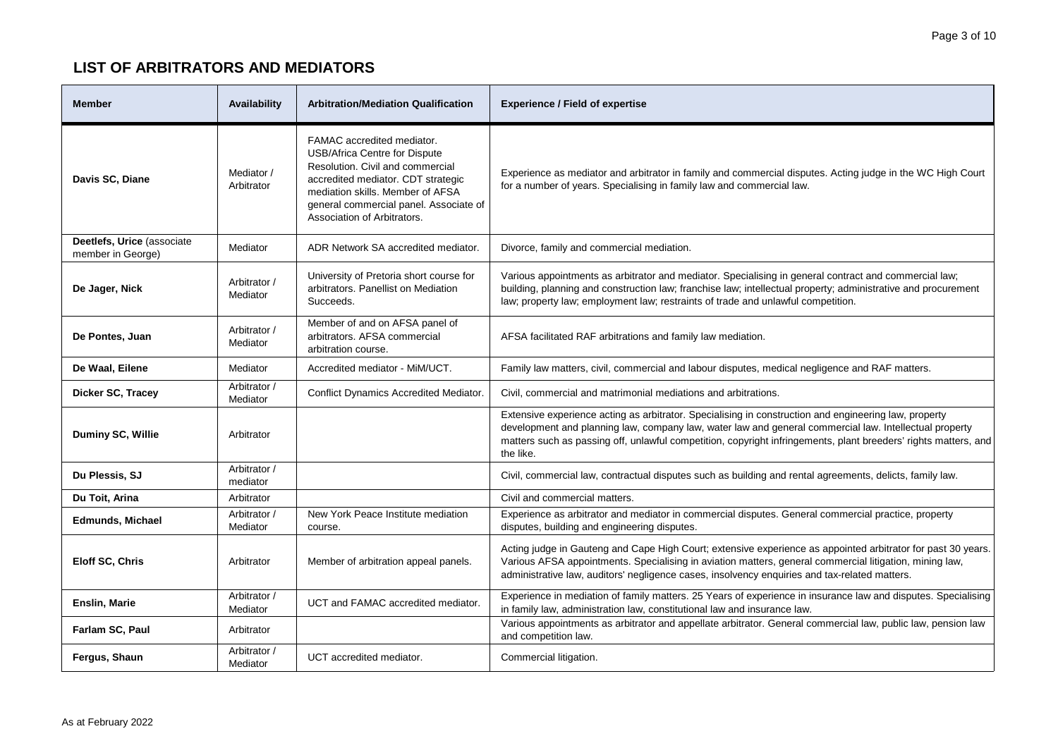## LIST OF ARBITRATORS AND MEDIATORS

| Member | Availability | Arbitration/Mediation Qualification | Experience / Field of expertise |
|---|---|---|---|
| **Davis SC, Diane** | Mediator / Arbitrator | FAMAC accredited mediator. USB/Africa Centre for Dispute Resolution. Civil and commercial accredited mediator. CDT strategic mediation skills. Member of AFSA general commercial panel. Associate of Association of Arbitrators. | Experience as mediator and arbitrator in family and commercial disputes. Acting judge in the WC High Court for a number of years. Specialising in family law and commercial law. |
| **Deetlefs, Urice** (associate member in George) | Mediator | ADR Network SA accredited mediator. | Divorce, family and commercial mediation. |
| **De Jager, Nick** | Arbitrator / Mediator | University of Pretoria short course for arbitrators. Panellist on Mediation Succeeds. | Various appointments as arbitrator and mediator. Specialising in general contract and commercial law; building, planning and construction law; franchise law; intellectual property; administrative and procurement law; property law; employment law; restraints of trade and unlawful competition. |
| **De Pontes, Juan** | Arbitrator / Mediator | Member of and on AFSA panel of arbitrators. AFSA commercial arbitration course. | AFSA facilitated RAF arbitrations and family law mediation. |
| **De Waal, Eilene** | Mediator | Accredited mediator - MiM/UCT. | Family law matters, civil, commercial and labour disputes, medical negligence and RAF matters. |
| **Dicker SC, Tracey** | Arbitrator / Mediator | Conflict Dynamics Accredited Mediator. | Civil, commercial and matrimonial mediations and arbitrations. |
| **Duminy SC, Willie** | Arbitrator | | Extensive experience acting as arbitrator. Specialising in construction and engineering law, property development and planning law, company law, water law and general commercial law. Intellectual property matters such as passing off, unlawful competition, copyright infringements, plant breeders' rights matters, and the like. |
| **Du Plessis, SJ** | Arbitrator / mediator | | Civil, commercial law, contractual disputes such as building and rental agreements, delicts, family law. |
| **Du Toit, Arina** | Arbitrator | | Civil and commercial matters. |
| **Edmunds, Michael** | Arbitrator / Mediator | New York Peace Institute mediation course. | Experience as arbitrator and mediator in commercial disputes. General commercial practice, property disputes, building and engineering disputes. |
| **Eloff SC, Chris** | Arbitrator | Member of arbitration appeal panels. | Acting judge in Gauteng and Cape High Court; extensive experience as appointed arbitrator for past 30 years. Various AFSA appointments. Specialising in aviation matters, general commercial litigation, mining law, administrative law, auditors' negligence cases, insolvency enquiries and tax-related matters. |
| **Enslin, Marie** | Arbitrator / Mediator | UCT and FAMAC accredited mediator. | Experience in mediation of family matters. 25 Years of experience in insurance law and disputes. Specialising in family law, administration law, constitutional law and insurance law. |
| **Farlam SC, Paul** | Arbitrator | | Various appointments as arbitrator and appellate arbitrator. General commercial law, public law, pension law and competition law. |
| **Fergus, Shaun** | Arbitrator / Mediator | UCT accredited mediator. | Commercial litigation. |

As at February 2022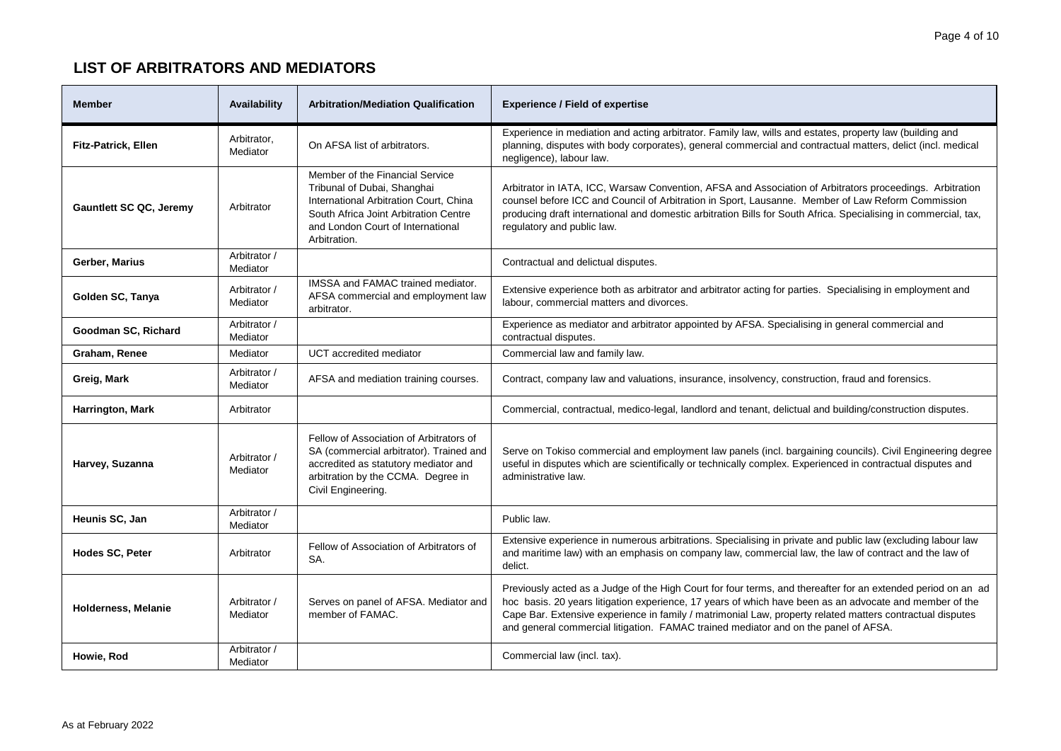## LIST OF ARBITRATORS AND MEDIATORS

| Member | Availability | Arbitration/Mediation Qualification | Experience / Field of expertise |
|---|---|---|---|
| **Fitz-Patrick, Ellen** | Arbitrator, Mediator | On AFSA list of arbitrators. | Experience in mediation and acting arbitrator. Family law, wills and estates, property law (building and planning, disputes with body corporates), general commercial and contractual matters, delict (incl. medical negligence), labour law. |
| **Gauntlett SC QC, Jeremy** | Arbitrator | Member of the Financial Service Tribunal of Dubai, Shanghai International Arbitration Court, China South Africa Joint Arbitration Centre and London Court of International Arbitration. | Arbitrator in IATA, ICC, Warsaw Convention, AFSA and Association of Arbitrators proceedings. Arbitration counsel before ICC and Council of Arbitration in Sport, Lausanne. Member of Law Reform Commission producing draft international and domestic arbitration Bills for South Africa. Specialising in commercial, tax, regulatory and public law. |
| **Gerber, Marius** | Arbitrator / Mediator | | Contractual and delictual disputes. |
| **Golden SC, Tanya** | Arbitrator / Mediator | IMSSA and FAMAC trained mediator. AFSA commercial and employment law arbitrator. | Extensive experience both as arbitrator and arbitrator acting for parties. Specialising in employment and labour, commercial matters and divorces. |
| **Goodman SC, Richard** | Arbitrator / Mediator | | Experience as mediator and arbitrator appointed by AFSA. Specialising in general commercial and contractual disputes. |
| **Graham, Renee** | Mediator | UCT accredited mediator | Commercial law and family law. |
| **Greig, Mark** | Arbitrator / Mediator | AFSA and mediation training courses. | Contract, company law and valuations, insurance, insolvency, construction, fraud and forensics. |
| **Harrington, Mark** | Arbitrator | | Commercial, contractual, medico-legal, landlord and tenant, delictual and building/construction disputes. |
| **Harvey, Suzanna** | Arbitrator / Mediator | Fellow of Association of Arbitrators of SA (commercial arbitrator). Trained and accredited as statutory mediator and arbitration by the CCMA. Degree in Civil Engineering. | Serve on Tokiso commercial and employment law panels (incl. bargaining councils). Civil Engineering degree useful in disputes which are scientifically or technically complex. Experienced in contractual disputes and administrative law. |
| **Heunis SC, Jan** | Arbitrator / Mediator | | Public law. |
| **Hodes SC, Peter** | Arbitrator | Fellow of Association of Arbitrators of SA. | Extensive experience in numerous arbitrations. Specialising in private and public law (excluding labour law and maritime law) with an emphasis on company law, commercial law, the law of contract and the law of delict. |
| **Holderness, Melanie** | Arbitrator / Mediator | Serves on panel of AFSA. Mediator and member of FAMAC. | Previously acted as a Judge of the High Court for four terms, and thereafter for an extended period on an ad hoc basis. 20 years litigation experience, 17 years of which have been as an advocate and member of the Cape Bar. Extensive experience in family / matrimonial Law, property related matters contractual disputes and general commercial litigation. FAMAC trained mediator and on the panel of AFSA. |
| **Howie, Rod** | Arbitrator / Mediator | | Commercial law (incl. tax). |

As at February 2022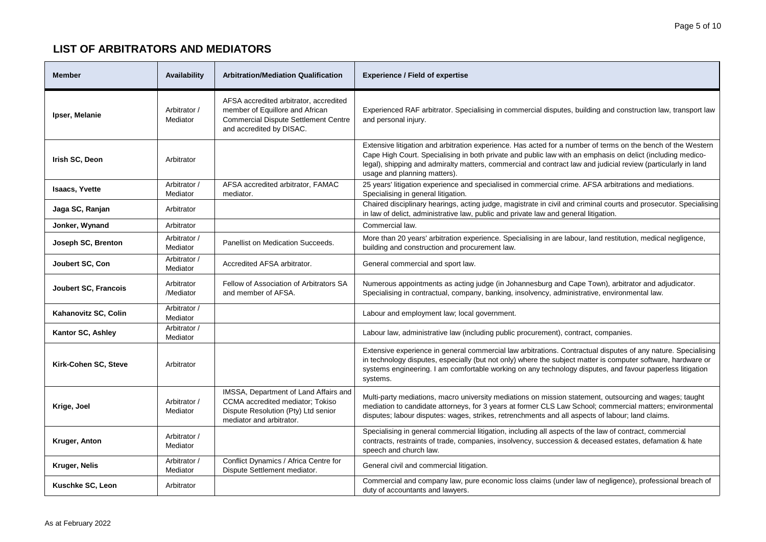## LIST OF ARBITRATORS AND MEDIATORS

| Member | Availability | Arbitration/Mediation Qualification | Experience / Field of expertise |
|---|---|---|---|
| **Ipser, Melanie** | Arbitrator / Mediator | AFSA accredited arbitrator, accredited member of Equillore and African Commercial Dispute Settlement Centre and accredited by DISAC. | Experienced RAF arbitrator. Specialising in commercial disputes, building and construction law, transport law and personal injury. |
| **Irish SC, Deon** | Arbitrator | | Extensive litigation and arbitration experience. Has acted for a number of terms on the bench of the Western Cape High Court. Specialising in both private and public law with an emphasis on delict (including medico-legal), shipping and admiralty matters, commercial and contract law and judicial review (particularly in land usage and planning matters). |
| **Isaacs, Yvette** | Arbitrator / Mediator | AFSA accredited arbitrator, FAMAC mediator. | 25 years' litigation experience and specialised in commercial crime. AFSA arbitrations and mediations. Specialising in general litigation. |
| **Jaga SC, Ranjan** | Arbitrator | | Chaired disciplinary hearings, acting judge, magistrate in civil and criminal courts and prosecutor. Specialising in law of delict, administrative law, public and private law and general litigation. |
| **Jonker, Wynand** | Arbitrator | | Commercial law. |
| **Joseph SC, Brenton** | Arbitrator / Mediator | Panellist on Medication Succeeds. | More than 20 years' arbitration experience. Specialising in are labour, land restitution, medical negligence, building and construction and procurement law. |
| **Joubert SC, Con** | Arbitrator / Mediator | Accredited AFSA arbitrator. | General commercial and sport law. |
| **Joubert SC, Francois** | Arbitrator /Mediator | Fellow of Association of Arbitrators SA and member of AFSA. | Numerous appointments as acting judge (in Johannesburg and Cape Town), arbitrator and adjudicator. Specialising in contractual, company, banking, insolvency, administrative, environmental law. |
| **Kahanovitz SC, Colin** | Arbitrator / Mediator | | Labour and employment law; local government. |
| **Kantor SC, Ashley** | Arbitrator / Mediator | | Labour law, administrative law (including public procurement), contract, companies. |
| **Kirk-Cohen SC, Steve** | Arbitrator | | Extensive experience in general commercial law arbitrations. Contractual disputes of any nature. Specialising in technology disputes, especially (but not only) where the subject matter is computer software, hardware or systems engineering. I am comfortable working on any technology disputes, and favour paperless litigation systems. |
| **Krige, Joel** | Arbitrator / Mediator | IMSSA, Department of Land Affairs and CCMA accredited mediator; Tokiso Dispute Resolution (Pty) Ltd senior mediator and arbitrator. | Multi-party mediations, macro university mediations on mission statement, outsourcing and wages; taught mediation to candidate attorneys, for 3 years at former CLS Law School; commercial matters; environmental disputes; labour disputes: wages, strikes, retrenchments and all aspects of labour; land claims. |
| **Kruger, Anton** | Arbitrator / Mediator | | Specialising in general commercial litigation, including all aspects of the law of contract, commercial contracts, restraints of trade, companies, insolvency, succession & deceased estates, defamation & hate speech and church law. |
| **Kruger, Nelis** | Arbitrator / Mediator | Conflict Dynamics / Africa Centre for Dispute Settlement mediator. | General civil and commercial litigation. |
| **Kuschke SC, Leon** | Arbitrator | | Commercial and company law, pure economic loss claims (under law of negligence), professional breach of duty of accountants and lawyers. |

As at February 2022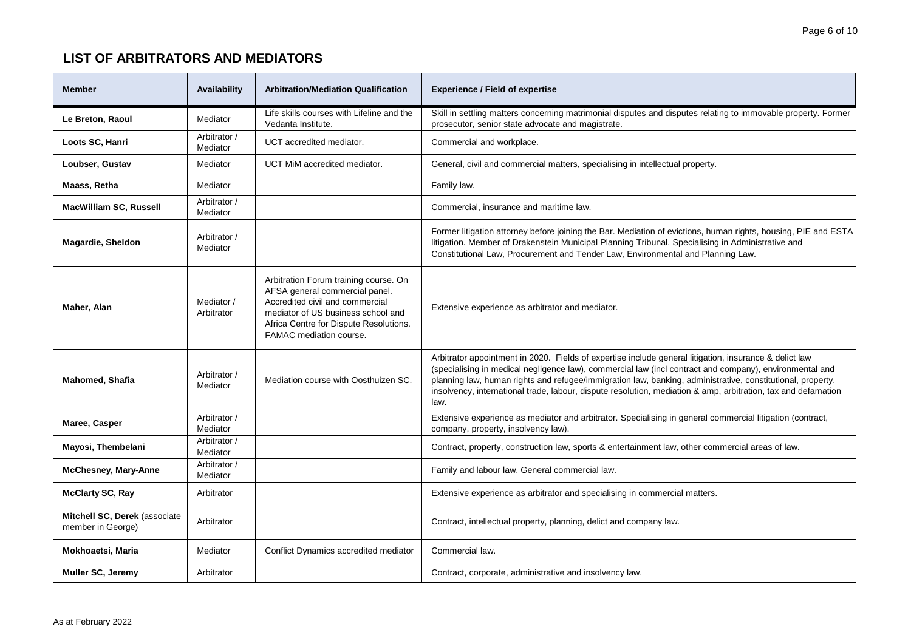## LIST OF ARBITRATORS AND MEDIATORS

| Member | Availability | Arbitration/Mediation Qualification | Experience / Field of expertise |
|---|---|---|---|
| **Le Breton, Raoul** | Mediator | Life skills courses with Lifeline and the Vedanta Institute. | Skill in settling matters concerning matrimonial disputes and disputes relating to immovable property. Former prosecutor, senior state advocate and magistrate. |
| **Loots SC, Hanri** | Arbitrator / Mediator | UCT accredited mediator. | Commercial and workplace. |
| **Loubser, Gustav** | Mediator | UCT MiM accredited mediator. | General, civil and commercial matters, specialising in intellectual property. |
| **Maass, Retha** | Mediator | | Family law. |
| **MacWilliam SC, Russell** | Arbitrator / Mediator | | Commercial, insurance and maritime law. |
| **Magardie, Sheldon** | Arbitrator / Mediator | | Former litigation attorney before joining the Bar. Mediation of evictions, human rights, housing, PIE and ESTA litigation. Member of Drakenstein Municipal Planning Tribunal. Specialising in Administrative and Constitutional Law, Procurement and Tender Law, Environmental and Planning Law. |
| **Maher, Alan** | Mediator / Arbitrator | Arbitration Forum training course. On AFSA general commercial panel. Accredited civil and commercial mediator of US business school and Africa Centre for Dispute Resolutions. FAMAC mediation course. | Extensive experience as arbitrator and mediator. |
| **Mahomed, Shafia** | Arbitrator / Mediator | Mediation course with Oosthuizen SC. | Arbitrator appointment in 2020. Fields of expertise include general litigation, insurance & delict law (specialising in medical negligence law), commercial law (incl contract and company), environmental and planning law, human rights and refugee/immigration law, banking, administrative, constitutional, property, insolvency, international trade, labour, dispute resolution, mediation & amp, arbitration, tax and defamation law. |
| **Maree, Casper** | Arbitrator / Mediator | | Extensive experience as mediator and arbitrator. Specialising in general commercial litigation (contract, company, property, insolvency law). |
| **Mayosi, Thembelani** | Arbitrator / Mediator | | Contract, property, construction law, sports & entertainment law, other commercial areas of law. |
| **McChesney, Mary-Anne** | Arbitrator / Mediator | | Family and labour law. General commercial law. |
| **McClarty SC, Ray** | Arbitrator | | Extensive experience as arbitrator and specialising in commercial matters. |
| **Mitchell SC, Derek** (associate member in George) | Arbitrator | | Contract, intellectual property, planning, delict and company law. |
| **Mokhoaetsi, Maria** | Mediator | Conflict Dynamics accredited mediator | Commercial law. |
| **Muller SC, Jeremy** | Arbitrator | | Contract, corporate, administrative and insolvency law. |

As at February 2022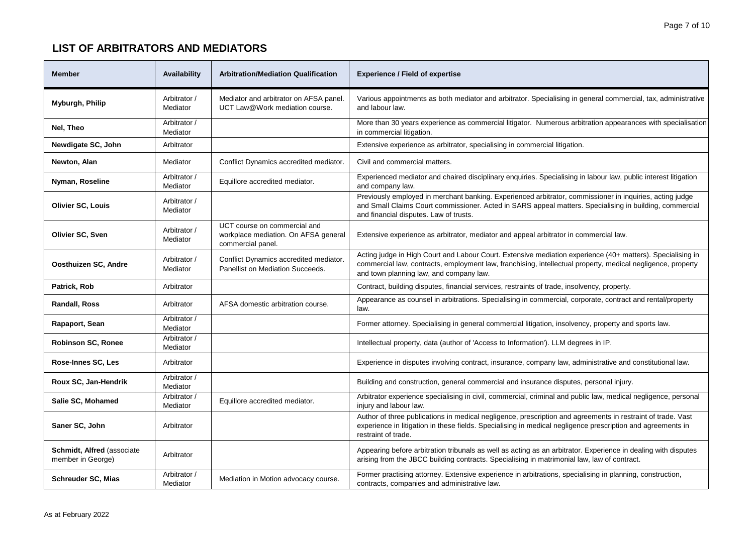## LIST OF ARBITRATORS AND MEDIATORS

| Member | Availability | Arbitration/Mediation Qualification | Experience / Field of expertise |
|---|---|---|---|
| **Myburgh, Philip** | Arbitrator / Mediator | Mediator and arbitrator on AFSA panel. UCT Law@Work mediation course. | Various appointments as both mediator and arbitrator. Specialising in general commercial, tax, administrative and labour law. |
| **Nel, Theo** | Arbitrator / Mediator | | More than 30 years experience as commercial litigator. Numerous arbitration appearances with specialisation in commercial litigation. |
| **Newdigate SC, John** | Arbitrator | | Extensive experience as arbitrator, specialising in commercial litigation. |
| **Newton, Alan** | Mediator | Conflict Dynamics accredited mediator. | Civil and commercial matters. |
| **Nyman, Roseline** | Arbitrator / Mediator | Equillore accredited mediator. | Experienced mediator and chaired disciplinary enquiries. Specialising in labour law, public interest litigation and company law. |
| **Olivier SC, Louis** | Arbitrator / Mediator | | Previously employed in merchant banking. Experienced arbitrator, commissioner in inquiries, acting judge and Small Claims Court commissioner. Acted in SARS appeal matters. Specialising in building, commercial and financial disputes. Law of trusts. |
| **Olivier SC, Sven** | Arbitrator / Mediator | UCT course on commercial and workplace mediation. On AFSA general commercial panel. | Extensive experience as arbitrator, mediator and appeal arbitrator in commercial law. |
| **Oosthuizen SC, Andre** | Arbitrator / Mediator | Conflict Dynamics accredited mediator. Panellist on Mediation Succeeds. | Acting judge in High Court and Labour Court. Extensive mediation experience (40+ matters). Specialising in commercial law, contracts, employment law, franchising, intellectual property, medical negligence, property and town planning law, and company law. |
| **Patrick, Rob** | Arbitrator | | Contract, building disputes, financial services, restraints of trade, insolvency, property. |
| **Randall, Ross** | Arbitrator | AFSA domestic arbitration course. | Appearance as counsel in arbitrations. Specialising in commercial, corporate, contract and rental/property law. |
| **Rapaport, Sean** | Arbitrator / Mediator | | Former attorney. Specialising in general commercial litigation, insolvency, property and sports law. |
| **Robinson SC, Ronee** | Arbitrator / Mediator | | Intellectual property, data (author of 'Access to Information'). LLM degrees in IP. |
| **Rose-Innes SC, Les** | Arbitrator | | Experience in disputes involving contract, insurance, company law, administrative and constitutional law. |
| **Roux SC, Jan-Hendrik** | Arbitrator / Mediator | | Building and construction, general commercial and insurance disputes, personal injury. |
| **Salie SC, Mohamed** | Arbitrator / Mediator | Equillore accredited mediator. | Arbitrator experience specialising in civil, commercial, criminal and public law, medical negligence, personal injury and labour law. |
| **Saner SC, John** | Arbitrator | | Author of three publications in medical negligence, prescription and agreements in restraint of trade. Vast experience in litigation in these fields. Specialising in medical negligence prescription and agreements in restraint of trade. |
| **Schmidt, Alfred** (associate member in George) | Arbitrator | | Appearing before arbitration tribunals as well as acting as an arbitrator. Experience in dealing with disputes arising from the JBCC building contracts. Specialising in matrimonial law, law of contract. |
| **Schreuder SC, Mias** | Arbitrator / Mediator | Mediation in Motion advocacy course. | Former practising attorney. Extensive experience in arbitrations, specialising in planning, construction, contracts, companies and administrative law. |

As at February 2022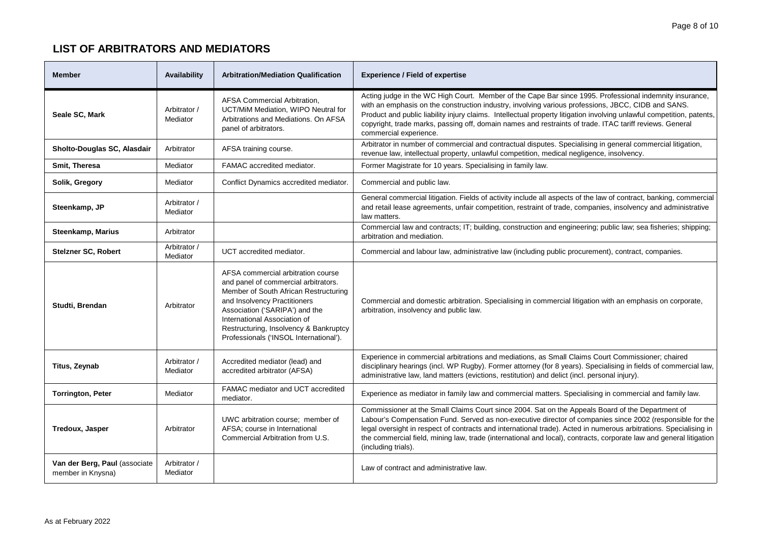## LIST OF ARBITRATORS AND MEDIATORS

| Member | Availability | Arbitration/Mediation Qualification | Experience / Field of expertise |
|---|---|---|---|
| **Seale SC, Mark** | Arbitrator / Mediator | AFSA Commercial Arbitration, UCT/MiM Mediation, WIPO Neutral for Arbitrations and Mediations. On AFSA panel of arbitrators. | Acting judge in the WC High Court. Member of the Cape Bar since 1995. Professional indemnity insurance, with an emphasis on the construction industry, involving various professions, JBCC, CIDB and SANS. Product and public liability injury claims. Intellectual property litigation involving unlawful competition, patents, copyright, trade marks, passing off, domain names and restraints of trade. ITAC tariff reviews. General commercial experience. |
| **Sholto-Douglas SC, Alasdair** | Arbitrator | AFSA training course. | Arbitrator in number of commercial and contractual disputes. Specialising in general commercial litigation, revenue law, intellectual property, unlawful competition, medical negligence, insolvency. |
| **Smit, Theresa** | Mediator | FAMAC accredited mediator. | Former Magistrate for 10 years. Specialising in family law. |
| **Solik, Gregory** | Mediator | Conflict Dynamics accredited mediator. | Commercial and public law. |
| **Steenkamp, JP** | Arbitrator / Mediator | | General commercial litigation. Fields of activity include all aspects of the law of contract, banking, commercial and retail lease agreements, unfair competition, restraint of trade, companies, insolvency and administrative law matters. |
| **Steenkamp, Marius** | Arbitrator | | Commercial law and contracts; IT; building, construction and engineering; public law; sea fisheries; shipping; arbitration and mediation. |
| **Stelzner SC, Robert** | Arbitrator / Mediator | UCT accredited mediator. | Commercial and labour law, administrative law (including public procurement), contract, companies. |
| **Studti, Brendan** | Arbitrator | AFSA commercial arbitration course and panel of commercial arbitrators. Member of South African Restructuring and Insolvency Practitioners Association ('SARIPA') and the International Association of Restructuring, Insolvency & Bankruptcy Professionals ('INSOL International'). | Commercial and domestic arbitration. Specialising in commercial litigation with an emphasis on corporate, arbitration, insolvency and public law. |
| **Titus, Zeynab** | Arbitrator / Mediator | Accredited mediator (lead) and accredited arbitrator (AFSA) | Experience in commercial arbitrations and mediations, as Small Claims Court Commissioner; chaired disciplinary hearings (incl. WP Rugby). Former attorney (for 8 years). Specialising in fields of commercial law, administrative law, land matters (evictions, restitution) and delict (incl. personal injury). |
| **Torrington, Peter** | Mediator | FAMAC mediator and UCT accredited mediator. | Experience as mediator in family law and commercial matters. Specialising in commercial and family law. |
| **Tredoux, Jasper** | Arbitrator | UWC arbitration course; member of AFSA; course in International Commercial Arbitration from U.S. | Commissioner at the Small Claims Court since 2004. Sat on the Appeals Board of the Department of Labour's Compensation Fund. Served as non-executive director of companies since 2002 (responsible for the legal oversight in respect of contracts and international trade). Acted in numerous arbitrations. Specialising in the commercial field, mining law, trade (international and local), contracts, corporate law and general litigation (including trials). |
| **Van der Berg, Paul** (associate member in Knysna) | Arbitrator / Mediator | | Law of contract and administrative law. |

As at February 2022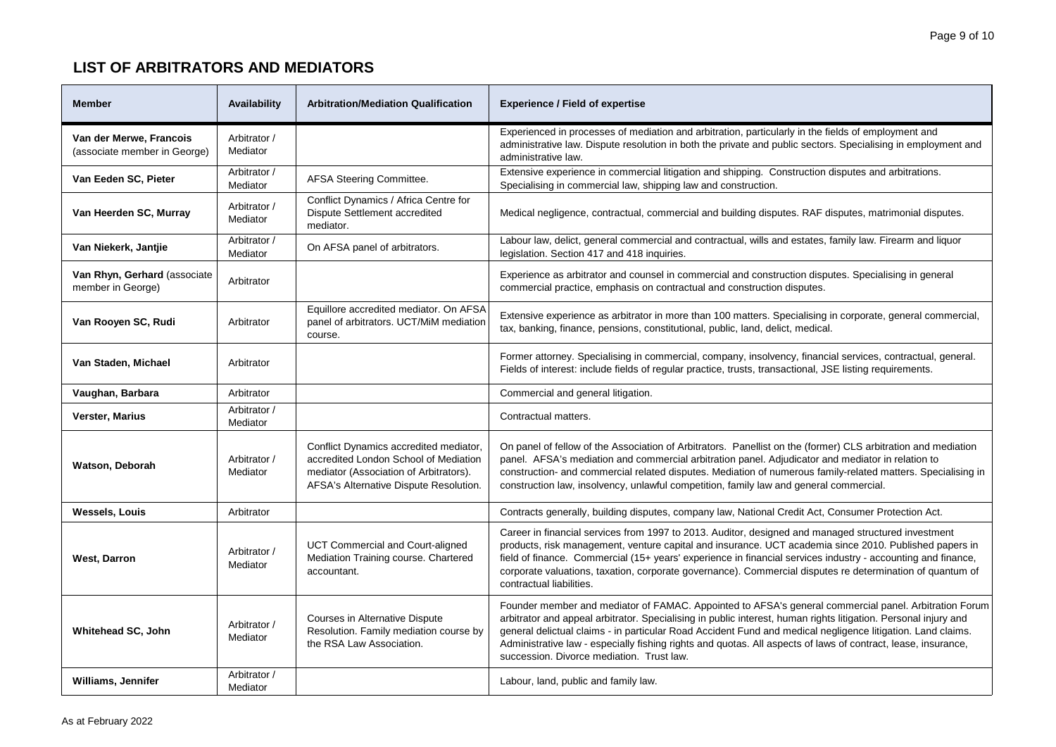## LIST OF ARBITRATORS AND MEDIATORS

| Member | Availability | Arbitration/Mediation Qualification | Experience / Field of expertise |
| --- | --- | --- | --- |
| **Van der Merwe, Francois** (associate member in George) | Arbitrator / Mediator | | Experienced in processes of mediation and arbitration, particularly in the fields of employment and administrative law. Dispute resolution in both the private and public sectors. Specialising in employment and administrative law. |
| **Van Eeden SC, Pieter** | Arbitrator / Mediator | AFSA Steering Committee. | Extensive experience in commercial litigation and shipping. Construction disputes and arbitrations. Specialising in commercial law, shipping law and construction. |
| **Van Heerden SC, Murray** | Arbitrator / Mediator | Conflict Dynamics / Africa Centre for Dispute Settlement accredited mediator. | Medical negligence, contractual, commercial and building disputes. RAF disputes, matrimonial disputes. |
| **Van Niekerk, Jantjie** | Arbitrator / Mediator | On AFSA panel of arbitrators. | Labour law, delict, general commercial and contractual, wills and estates, family law. Firearm and liquor legislation. Section 417 and 418 inquiries. |
| **Van Rhyn, Gerhard** (associate member in George) | Arbitrator | | Experience as arbitrator and counsel in commercial and construction disputes. Specialising in general commercial practice, emphasis on contractual and construction disputes. |
| **Van Rooyen SC, Rudi** | Arbitrator | Equillore accredited mediator. On AFSA panel of arbitrators. UCT/MiM mediation course. | Extensive experience as arbitrator in more than 100 matters. Specialising in corporate, general commercial, tax, banking, finance, pensions, constitutional, public, land, delict, medical. |
| **Van Staden, Michael** | Arbitrator | | Former attorney. Specialising in commercial, company, insolvency, financial services, contractual, general. Fields of interest: include fields of regular practice, trusts, transactional, JSE listing requirements. |
| **Vaughan, Barbara** | Arbitrator | | Commercial and general litigation. |
| **Verster, Marius** | Arbitrator / Mediator | | Contractual matters. |
| **Watson, Deborah** | Arbitrator / Mediator | Conflict Dynamics accredited mediator, accredited London School of Mediation mediator (Association of Arbitrators). AFSA's Alternative Dispute Resolution. | On panel of fellow of the Association of Arbitrators. Panellist on the (former) CLS arbitration and mediation panel. AFSA's mediation and commercial arbitration panel. Adjudicator and mediator in relation to construction- and commercial related disputes. Mediation of numerous family-related matters. Specialising in construction law, insolvency, unlawful competition, family law and general commercial. |
| **Wessels, Louis** | Arbitrator | | Contracts generally, building disputes, company law, National Credit Act, Consumer Protection Act. |
| **West, Darron** | Arbitrator / Mediator | UCT Commercial and Court-aligned Mediation Training course. Chartered accountant. | Career in financial services from 1997 to 2013. Auditor, designed and managed structured investment products, risk management, venture capital and insurance. UCT academia since 2010. Published papers in field of finance. Commercial (15+ years' experience in financial services industry - accounting and finance, corporate valuations, taxation, corporate governance). Commercial disputes re determination of quantum of contractual liabilities. |
| **Whitehead SC, John** | Arbitrator / Mediator | Courses in Alternative Dispute Resolution. Family mediation course by the RSA Law Association. | Founder member and mediator of FAMAC. Appointed to AFSA's general commercial panel. Arbitration Forum arbitrator and appeal arbitrator. Specialising in public interest, human rights litigation. Personal injury and general delictual claims - in particular Road Accident Fund and medical negligence litigation. Land claims. Administrative law - especially fishing rights and quotas. All aspects of laws of contract, lease, insurance, succession. Divorce mediation. Trust law. |
| **Williams, Jennifer** | Arbitrator / Mediator | | Labour, land, public and family law. |

As at February 2022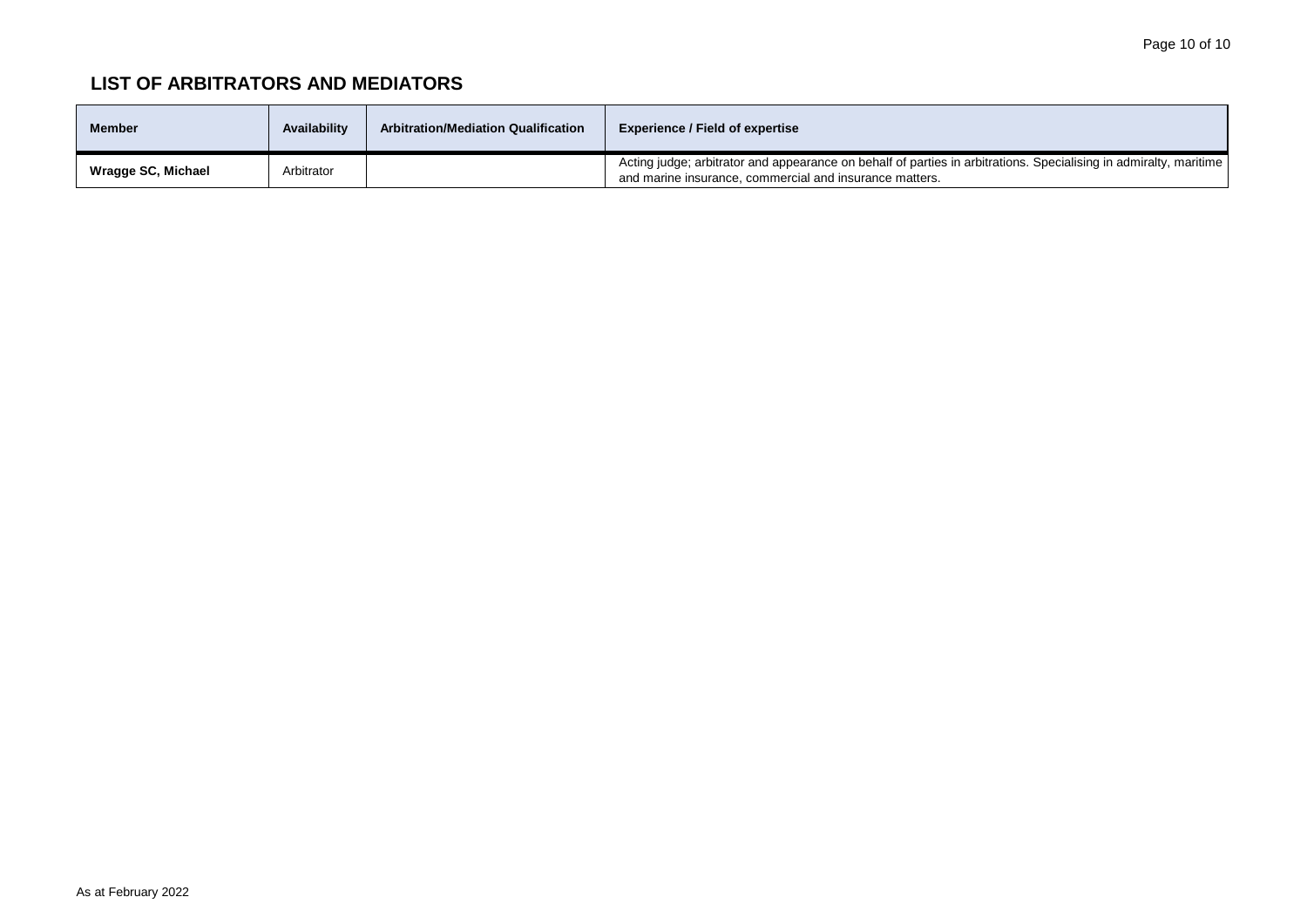## LIST OF ARBITRATORS AND MEDIATORS

| Member | Availability | Arbitration/Mediation Qualification | Experience / Field of expertise |
|---|---|---|---|
| **Wragge SC, Michael** | Arbitrator | | Acting judge; arbitrator and appearance on behalf of parties in arbitrations. Specialising in admiralty, maritime and marine insurance, commercial and insurance matters. |

As at February 2022